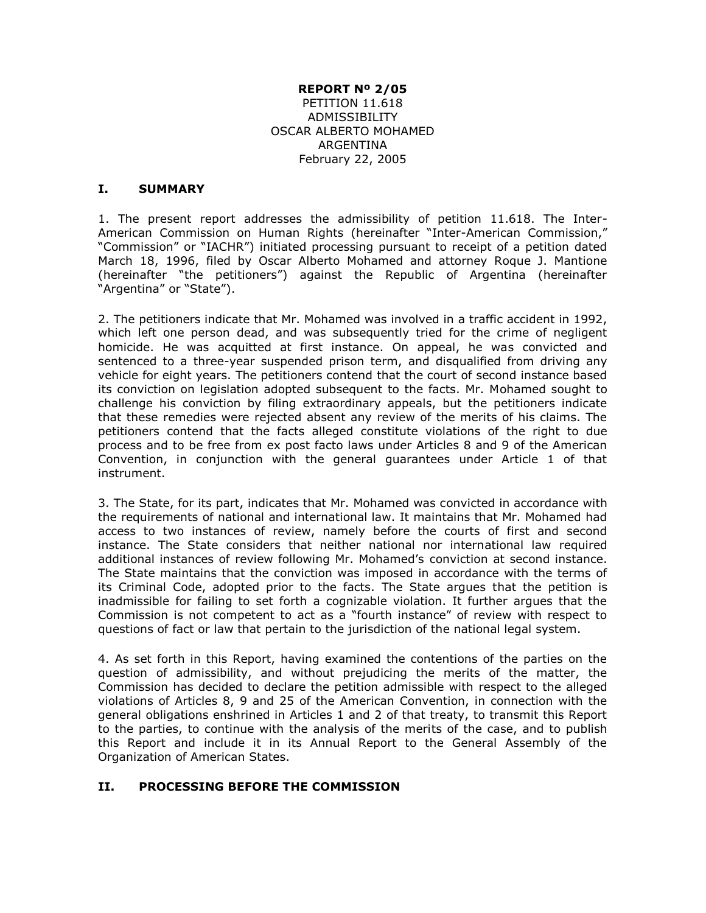**REPORT Nº 2/05**
PETITION 11.618
ADMISSIBILITY
OSCAR ALBERTO MOHAMED
ARGENTINA
February 22, 2005

## I. SUMMARY

1. The present report addresses the admissibility of petition 11.618. The Inter-American Commission on Human Rights (hereinafter "Inter-American Commission," "Commission" or "IACHR") initiated processing pursuant to receipt of a petition dated March 18, 1996, filed by Oscar Alberto Mohamed and attorney Roque J. Mantione (hereinafter "the petitioners") against the Republic of Argentina (hereinafter "Argentina" or "State").

2. The petitioners indicate that Mr. Mohamed was involved in a traffic accident in 1992, which left one person dead, and was subsequently tried for the crime of negligent homicide. He was acquitted at first instance. On appeal, he was convicted and sentenced to a three-year suspended prison term, and disqualified from driving any vehicle for eight years. The petitioners contend that the court of second instance based its conviction on legislation adopted subsequent to the facts. Mr. Mohamed sought to challenge his conviction by filing extraordinary appeals, but the petitioners indicate that these remedies were rejected absent any review of the merits of his claims. The petitioners contend that the facts alleged constitute violations of the right to due process and to be free from ex post facto laws under Articles 8 and 9 of the American Convention, in conjunction with the general guarantees under Article 1 of that instrument.

3. The State, for its part, indicates that Mr. Mohamed was convicted in accordance with the requirements of national and international law. It maintains that Mr. Mohamed had access to two instances of review, namely before the courts of first and second instance. The State considers that neither national nor international law required additional instances of review following Mr. Mohamed's conviction at second instance. The State maintains that the conviction was imposed in accordance with the terms of its Criminal Code, adopted prior to the facts. The State argues that the petition is inadmissible for failing to set forth a cognizable violation. It further argues that the Commission is not competent to act as a "fourth instance" of review with respect to questions of fact or law that pertain to the jurisdiction of the national legal system.

4. As set forth in this Report, having examined the contentions of the parties on the question of admissibility, and without prejudicing the merits of the matter, the Commission has decided to declare the petition admissible with respect to the alleged violations of Articles 8, 9 and 25 of the American Convention, in connection with the general obligations enshrined in Articles 1 and 2 of that treaty, to transmit this Report to the parties, to continue with the analysis of the merits of the case, and to publish this Report and include it in its Annual Report to the General Assembly of the Organization of American States.

## II. PROCESSING BEFORE THE COMMISSION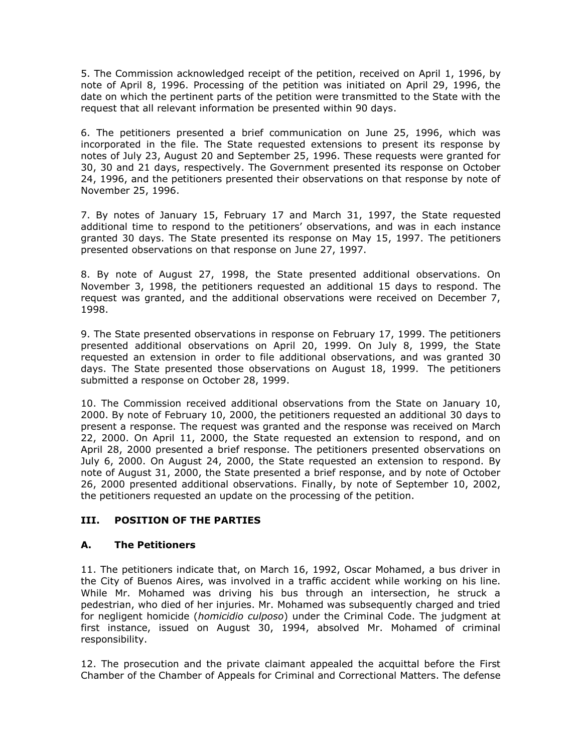5. The Commission acknowledged receipt of the petition, received on April 1, 1996, by note of April 8, 1996. Processing of the petition was initiated on April 29, 1996, the date on which the pertinent parts of the petition were transmitted to the State with the request that all relevant information be presented within 90 days.

6. The petitioners presented a brief communication on June 25, 1996, which was incorporated in the file. The State requested extensions to present its response by notes of July 23, August 20 and September 25, 1996. These requests were granted for 30, 30 and 21 days, respectively. The Government presented its response on October 24, 1996, and the petitioners presented their observations on that response by note of November 25, 1996.

7. By notes of January 15, February 17 and March 31, 1997, the State requested additional time to respond to the petitioners' observations, and was in each instance granted 30 days. The State presented its response on May 15, 1997. The petitioners presented observations on that response on June 27, 1997.

8. By note of August 27, 1998, the State presented additional observations. On November 3, 1998, the petitioners requested an additional 15 days to respond. The request was granted, and the additional observations were received on December 7, 1998.

9. The State presented observations in response on February 17, 1999. The petitioners presented additional observations on April 20, 1999. On July 8, 1999, the State requested an extension in order to file additional observations, and was granted 30 days. The State presented those observations on August 18, 1999. The petitioners submitted a response on October 28, 1999.

10. The Commission received additional observations from the State on January 10, 2000. By note of February 10, 2000, the petitioners requested an additional 30 days to present a response. The request was granted and the response was received on March 22, 2000. On April 11, 2000, the State requested an extension to respond, and on April 28, 2000 presented a brief response. The petitioners presented observations on July 6, 2000. On August 24, 2000, the State requested an extension to respond. By note of August 31, 2000, the State presented a brief response, and by note of October 26, 2000 presented additional observations. Finally, by note of September 10, 2002, the petitioners requested an update on the processing of the petition.

## III. POSITION OF THE PARTIES

### A. The Petitioners

11. The petitioners indicate that, on March 16, 1992, Oscar Mohamed, a bus driver in the City of Buenos Aires, was involved in a traffic accident while working on his line. While Mr. Mohamed was driving his bus through an intersection, he struck a pedestrian, who died of her injuries. Mr. Mohamed was subsequently charged and tried for negligent homicide (*homicidio culposo*) under the Criminal Code. The judgment at first instance, issued on August 30, 1994, absolved Mr. Mohamed of criminal responsibility.

12. The prosecution and the private claimant appealed the acquittal before the First Chamber of the Chamber of Appeals for Criminal and Correctional Matters. The defense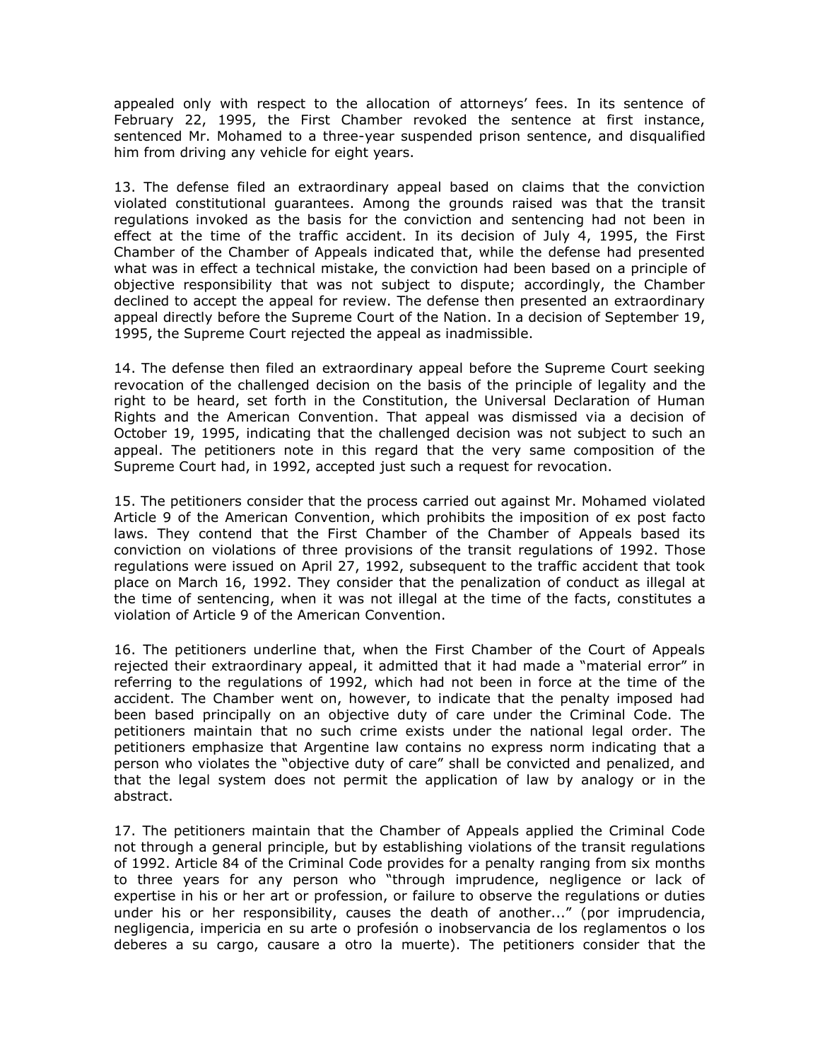appealed only with respect to the allocation of attorneys' fees. In its sentence of February 22, 1995, the First Chamber revoked the sentence at first instance, sentenced Mr. Mohamed to a three-year suspended prison sentence, and disqualified him from driving any vehicle for eight years.

13. The defense filed an extraordinary appeal based on claims that the conviction violated constitutional guarantees. Among the grounds raised was that the transit regulations invoked as the basis for the conviction and sentencing had not been in effect at the time of the traffic accident. In its decision of July 4, 1995, the First Chamber of the Chamber of Appeals indicated that, while the defense had presented what was in effect a technical mistake, the conviction had been based on a principle of objective responsibility that was not subject to dispute; accordingly, the Chamber declined to accept the appeal for review. The defense then presented an extraordinary appeal directly before the Supreme Court of the Nation. In a decision of September 19, 1995, the Supreme Court rejected the appeal as inadmissible.

14. The defense then filed an extraordinary appeal before the Supreme Court seeking revocation of the challenged decision on the basis of the principle of legality and the right to be heard, set forth in the Constitution, the Universal Declaration of Human Rights and the American Convention. That appeal was dismissed via a decision of October 19, 1995, indicating that the challenged decision was not subject to such an appeal. The petitioners note in this regard that the very same composition of the Supreme Court had, in 1992, accepted just such a request for revocation.

15. The petitioners consider that the process carried out against Mr. Mohamed violated Article 9 of the American Convention, which prohibits the imposition of ex post facto laws. They contend that the First Chamber of the Chamber of Appeals based its conviction on violations of three provisions of the transit regulations of 1992. Those regulations were issued on April 27, 1992, subsequent to the traffic accident that took place on March 16, 1992. They consider that the penalization of conduct as illegal at the time of sentencing, when it was not illegal at the time of the facts, constitutes a violation of Article 9 of the American Convention.

16. The petitioners underline that, when the First Chamber of the Court of Appeals rejected their extraordinary appeal, it admitted that it had made a "material error" in referring to the regulations of 1992, which had not been in force at the time of the accident. The Chamber went on, however, to indicate that the penalty imposed had been based principally on an objective duty of care under the Criminal Code. The petitioners maintain that no such crime exists under the national legal order. The petitioners emphasize that Argentine law contains no express norm indicating that a person who violates the "objective duty of care" shall be convicted and penalized, and that the legal system does not permit the application of law by analogy or in the abstract.

17. The petitioners maintain that the Chamber of Appeals applied the Criminal Code not through a general principle, but by establishing violations of the transit regulations of 1992. Article 84 of the Criminal Code provides for a penalty ranging from six months to three years for any person who "through imprudence, negligence or lack of expertise in his or her art or profession, or failure to observe the regulations or duties under his or her responsibility, causes the death of another..." (por imprudencia, negligencia, impericia en su arte o profesión o inobservancia de los reglamentos o los deberes a su cargo, causare a otro la muerte). The petitioners consider that the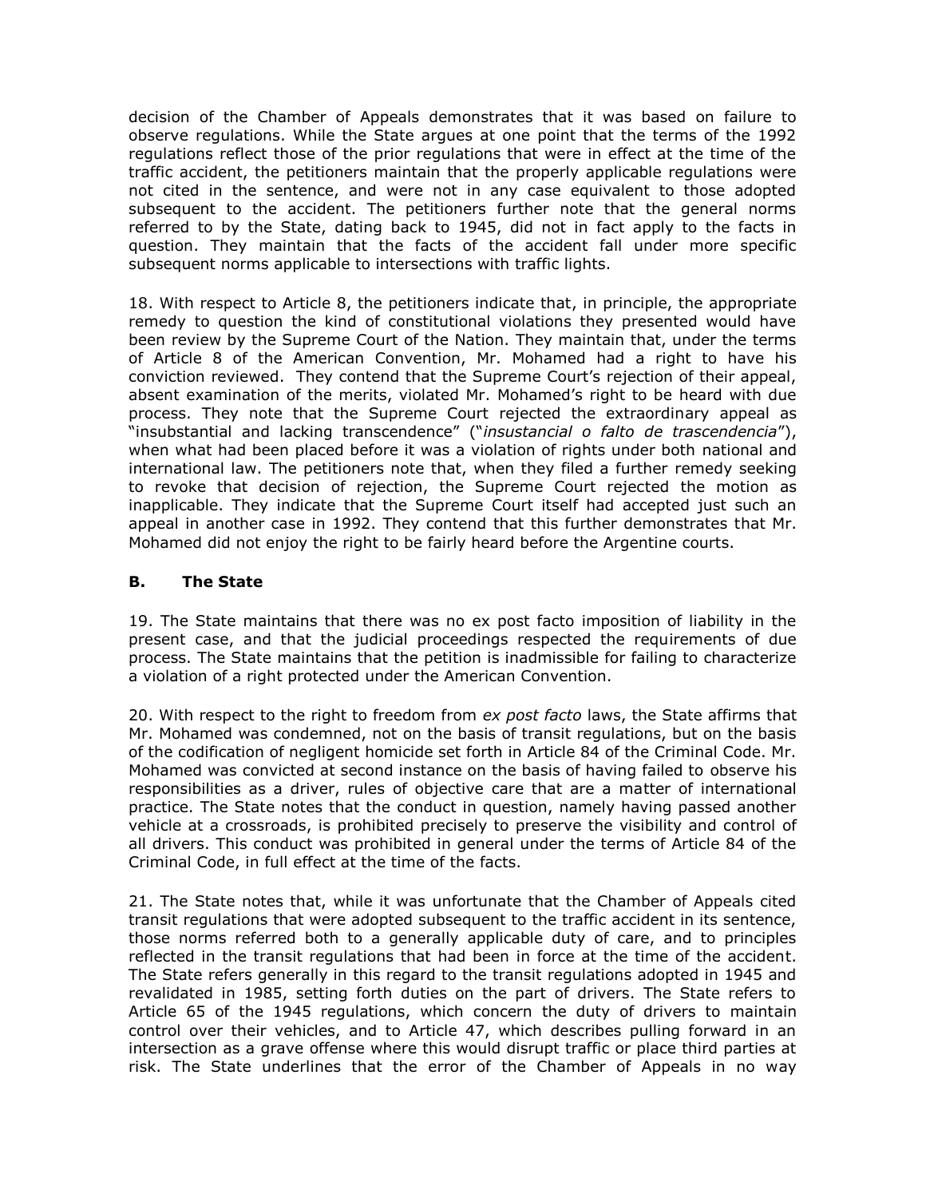decision of the Chamber of Appeals demonstrates that it was based on failure to observe regulations. While the State argues at one point that the terms of the 1992 regulations reflect those of the prior regulations that were in effect at the time of the traffic accident, the petitioners maintain that the properly applicable regulations were not cited in the sentence, and were not in any case equivalent to those adopted subsequent to the accident. The petitioners further note that the general norms referred to by the State, dating back to 1945, did not in fact apply to the facts in question. They maintain that the facts of the accident fall under more specific subsequent norms applicable to intersections with traffic lights.

18. With respect to Article 8, the petitioners indicate that, in principle, the appropriate remedy to question the kind of constitutional violations they presented would have been review by the Supreme Court of the Nation. They maintain that, under the terms of Article 8 of the American Convention, Mr. Mohamed had a right to have his conviction reviewed. They contend that the Supreme Court's rejection of their appeal, absent examination of the merits, violated Mr. Mohamed's right to be heard with due process. They note that the Supreme Court rejected the extraordinary appeal as "insubstantial and lacking transcendence" ("*insustancial o falto de trascendencia*"), when what had been placed before it was a violation of rights under both national and international law. The petitioners note that, when they filed a further remedy seeking to revoke that decision of rejection, the Supreme Court rejected the motion as inapplicable. They indicate that the Supreme Court itself had accepted just such an appeal in another case in 1992. They contend that this further demonstrates that Mr. Mohamed did not enjoy the right to be fairly heard before the Argentine courts.

### B. The State

19. The State maintains that there was no ex post facto imposition of liability in the present case, and that the judicial proceedings respected the requirements of due process. The State maintains that the petition is inadmissible for failing to characterize a violation of a right protected under the American Convention.

20. With respect to the right to freedom from *ex post facto* laws, the State affirms that Mr. Mohamed was condemned, not on the basis of transit regulations, but on the basis of the codification of negligent homicide set forth in Article 84 of the Criminal Code. Mr. Mohamed was convicted at second instance on the basis of having failed to observe his responsibilities as a driver, rules of objective care that are a matter of international practice. The State notes that the conduct in question, namely having passed another vehicle at a crossroads, is prohibited precisely to preserve the visibility and control of all drivers. This conduct was prohibited in general under the terms of Article 84 of the Criminal Code, in full effect at the time of the facts.

21. The State notes that, while it was unfortunate that the Chamber of Appeals cited transit regulations that were adopted subsequent to the traffic accident in its sentence, those norms referred both to a generally applicable duty of care, and to principles reflected in the transit regulations that had been in force at the time of the accident. The State refers generally in this regard to the transit regulations adopted in 1945 and revalidated in 1985, setting forth duties on the part of drivers. The State refers to Article 65 of the 1945 regulations, which concern the duty of drivers to maintain control over their vehicles, and to Article 47, which describes pulling forward in an intersection as a grave offense where this would disrupt traffic or place third parties at risk. The State underlines that the error of the Chamber of Appeals in no way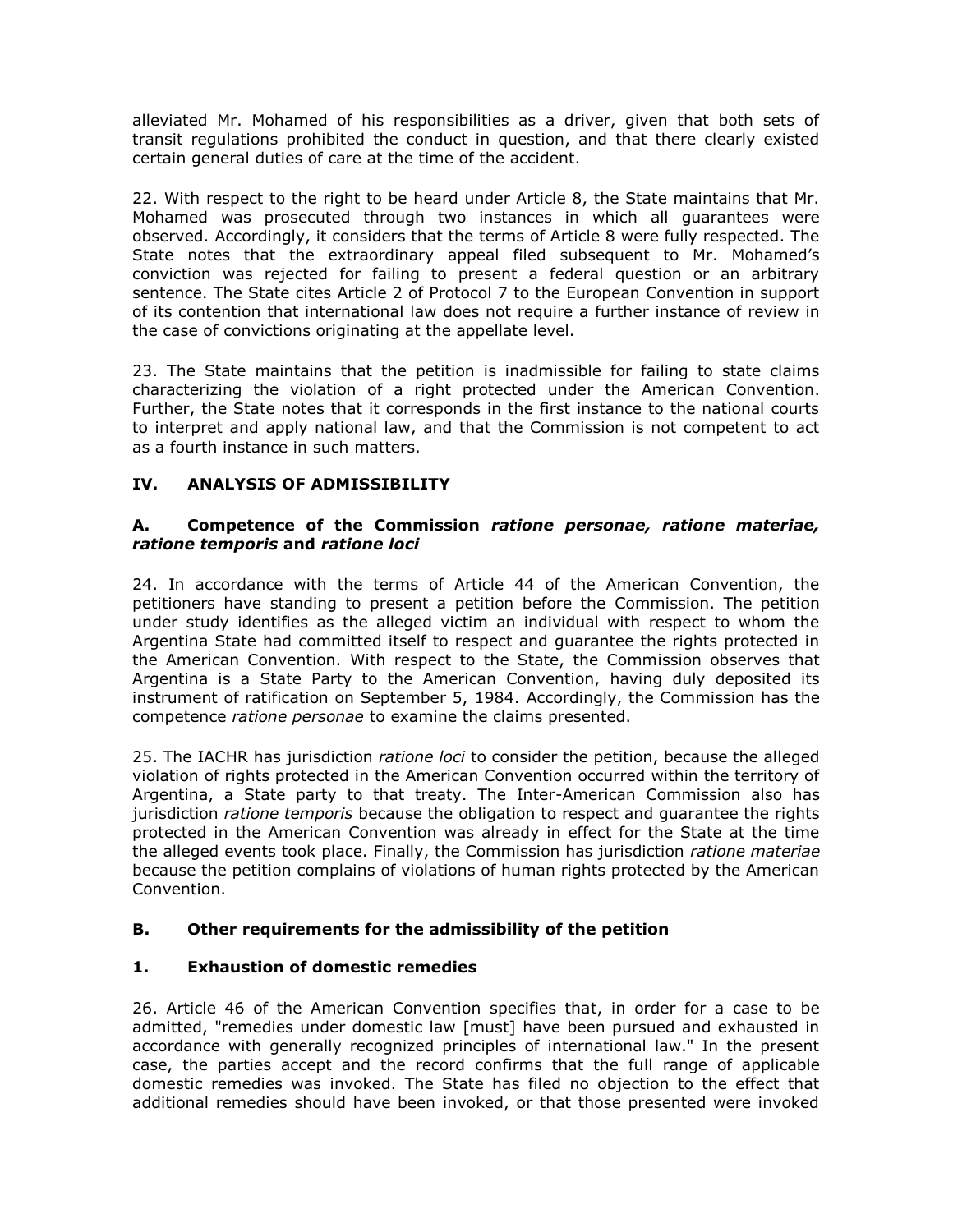alleviated Mr. Mohamed of his responsibilities as a driver, given that both sets of transit regulations prohibited the conduct in question, and that there clearly existed certain general duties of care at the time of the accident.

22. With respect to the right to be heard under Article 8, the State maintains that Mr. Mohamed was prosecuted through two instances in which all guarantees were observed. Accordingly, it considers that the terms of Article 8 were fully respected. The State notes that the extraordinary appeal filed subsequent to Mr. Mohamed's conviction was rejected for failing to present a federal question or an arbitrary sentence. The State cites Article 2 of Protocol 7 to the European Convention in support of its contention that international law does not require a further instance of review in the case of convictions originating at the appellate level.

23. The State maintains that the petition is inadmissible for failing to state claims characterizing the violation of a right protected under the American Convention. Further, the State notes that it corresponds in the first instance to the national courts to interpret and apply national law, and that the Commission is not competent to act as a fourth instance in such matters.

## IV. ANALYSIS OF ADMISSIBILITY

### A. Competence of the Commission *ratione personae, ratione materiae, ratione temporis* and *ratione loci*

24. In accordance with the terms of Article 44 of the American Convention, the petitioners have standing to present a petition before the Commission. The petition under study identifies as the alleged victim an individual with respect to whom the Argentina State had committed itself to respect and guarantee the rights protected in the American Convention. With respect to the State, the Commission observes that Argentina is a State Party to the American Convention, having duly deposited its instrument of ratification on September 5, 1984. Accordingly, the Commission has the competence *ratione personae* to examine the claims presented.

25. The IACHR has jurisdiction *ratione loci* to consider the petition, because the alleged violation of rights protected in the American Convention occurred within the territory of Argentina, a State party to that treaty. The Inter-American Commission also has jurisdiction *ratione temporis* because the obligation to respect and guarantee the rights protected in the American Convention was already in effect for the State at the time the alleged events took place. Finally, the Commission has jurisdiction *ratione materiae* because the petition complains of violations of human rights protected by the American Convention.

### B. Other requirements for the admissibility of the petition

#### 1. Exhaustion of domestic remedies

26. Article 46 of the American Convention specifies that, in order for a case to be admitted, "remedies under domestic law [must] have been pursued and exhausted in accordance with generally recognized principles of international law." In the present case, the parties accept and the record confirms that the full range of applicable domestic remedies was invoked. The State has filed no objection to the effect that additional remedies should have been invoked, or that those presented were invoked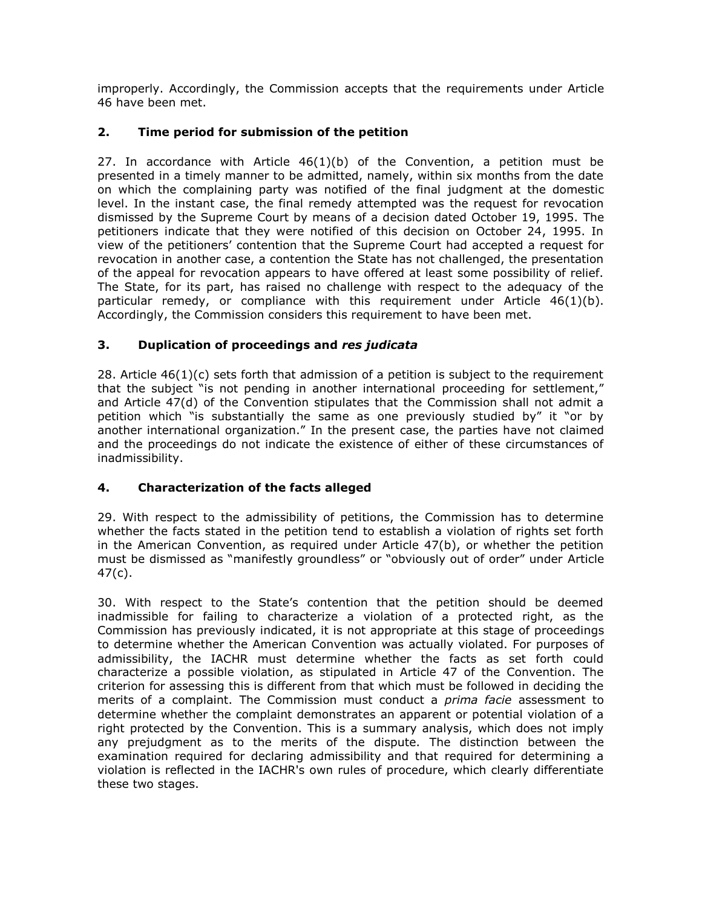improperly. Accordingly, the Commission accepts that the requirements under Article 46 have been met.

### 2. Time period for submission of the petition

27. In accordance with Article 46(1)(b) of the Convention, a petition must be presented in a timely manner to be admitted, namely, within six months from the date on which the complaining party was notified of the final judgment at the domestic level. In the instant case, the final remedy attempted was the request for revocation dismissed by the Supreme Court by means of a decision dated October 19, 1995. The petitioners indicate that they were notified of this decision on October 24, 1995. In view of the petitioners' contention that the Supreme Court had accepted a request for revocation in another case, a contention the State has not challenged, the presentation of the appeal for revocation appears to have offered at least some possibility of relief. The State, for its part, has raised no challenge with respect to the adequacy of the particular remedy, or compliance with this requirement under Article 46(1)(b). Accordingly, the Commission considers this requirement to have been met.

### 3. Duplication of proceedings and *res judicata*

28. Article 46(1)(c) sets forth that admission of a petition is subject to the requirement that the subject "is not pending in another international proceeding for settlement," and Article 47(d) of the Convention stipulates that the Commission shall not admit a petition which "is substantially the same as one previously studied by" it "or by another international organization." In the present case, the parties have not claimed and the proceedings do not indicate the existence of either of these circumstances of inadmissibility.

### 4. Characterization of the facts alleged

29. With respect to the admissibility of petitions, the Commission has to determine whether the facts stated in the petition tend to establish a violation of rights set forth in the American Convention, as required under Article 47(b), or whether the petition must be dismissed as "manifestly groundless" or "obviously out of order" under Article 47(c).

30. With respect to the State's contention that the petition should be deemed inadmissible for failing to characterize a violation of a protected right, as the Commission has previously indicated, it is not appropriate at this stage of proceedings to determine whether the American Convention was actually violated. For purposes of admissibility, the IACHR must determine whether the facts as set forth could characterize a possible violation, as stipulated in Article 47 of the Convention. The criterion for assessing this is different from that which must be followed in deciding the merits of a complaint. The Commission must conduct a *prima facie* assessment to determine whether the complaint demonstrates an apparent or potential violation of a right protected by the Convention. This is a summary analysis, which does not imply any prejudgment as to the merits of the dispute. The distinction between the examination required for declaring admissibility and that required for determining a violation is reflected in the IACHR's own rules of procedure, which clearly differentiate these two stages.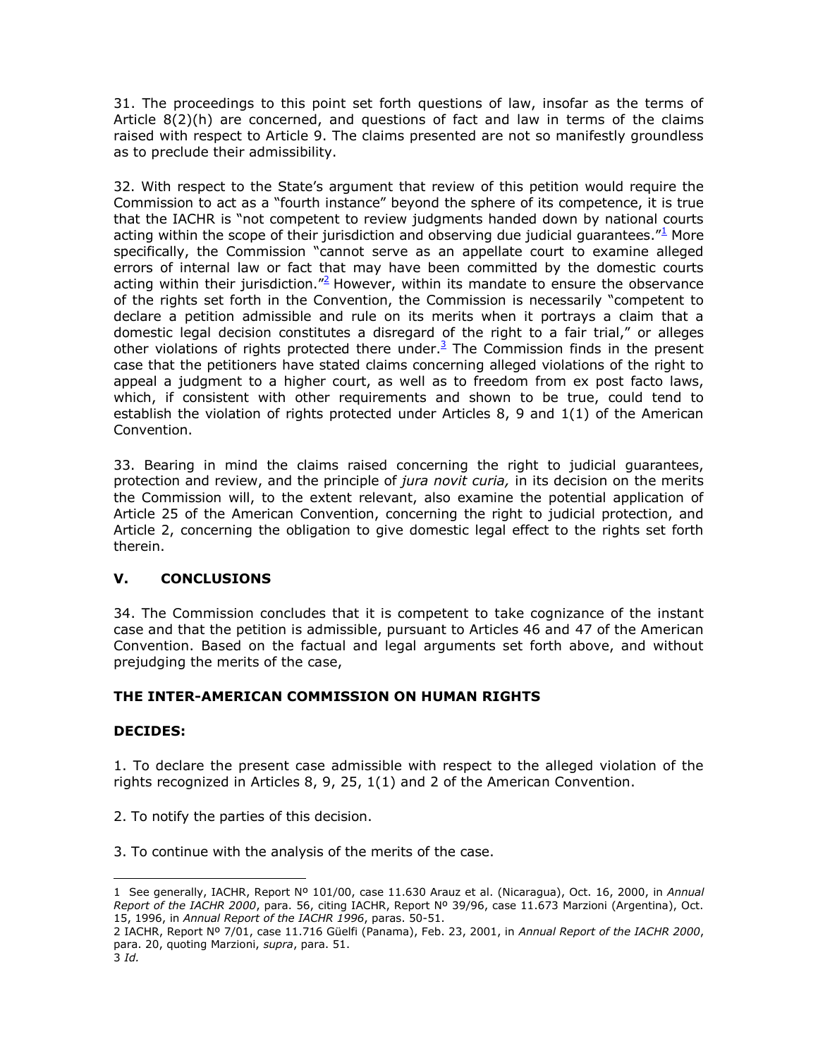31. The proceedings to this point set forth questions of law, insofar as the terms of Article 8(2)(h) are concerned, and questions of fact and law in terms of the claims raised with respect to Article 9. The claims presented are not so manifestly groundless as to preclude their admissibility.

32. With respect to the State's argument that review of this petition would require the Commission to act as a "fourth instance" beyond the sphere of its competence, it is true that the IACHR is "not competent to review judgments handed down by national courts acting within the scope of their jurisdiction and observing due judicial guarantees."[1] More specifically, the Commission "cannot serve as an appellate court to examine alleged errors of internal law or fact that may have been committed by the domestic courts acting within their jurisdiction."[2] However, within its mandate to ensure the observance of the rights set forth in the Convention, the Commission is necessarily "competent to declare a petition admissible and rule on its merits when it portrays a claim that a domestic legal decision constitutes a disregard of the right to a fair trial," or alleges other violations of rights protected there under.[3] The Commission finds in the present case that the petitioners have stated claims concerning alleged violations of the right to appeal a judgment to a higher court, as well as to freedom from ex post facto laws, which, if consistent with other requirements and shown to be true, could tend to establish the violation of rights protected under Articles 8, 9 and 1(1) of the American Convention.

33. Bearing in mind the claims raised concerning the right to judicial guarantees, protection and review, and the principle of *jura novit curia,* in its decision on the merits the Commission will, to the extent relevant, also examine the potential application of Article 25 of the American Convention, concerning the right to judicial protection, and Article 2, concerning the obligation to give domestic legal effect to the rights set forth therein.

## V. CONCLUSIONS

34. The Commission concludes that it is competent to take cognizance of the instant case and that the petition is admissible, pursuant to Articles 46 and 47 of the American Convention. Based on the factual and legal arguments set forth above, and without prejudging the merits of the case,

**THE INTER-AMERICAN COMMISSION ON HUMAN RIGHTS**

**DECIDES:**

1. To declare the present case admissible with respect to the alleged violation of the rights recognized in Articles 8, 9, 25, 1(1) and 2 of the American Convention.

2. To notify the parties of this decision.

3. To continue with the analysis of the merits of the case.

---

1 See generally, IACHR, Report Nº 101/00, case 11.630 Arauz et al. (Nicaragua), Oct. 16, 2000, in *Annual Report of the IACHR 2000*, para. 56, citing IACHR, Report Nº 39/96, case 11.673 Marzioni (Argentina), Oct. 15, 1996, in *Annual Report of the IACHR 1996*, paras. 50-51.

2 IACHR, Report Nº 7/01, case 11.716 Güelfi (Panama), Feb. 23, 2001, in *Annual Report of the IACHR 2000*, para. 20, quoting Marzioni, *supra*, para. 51.

3 *Id.*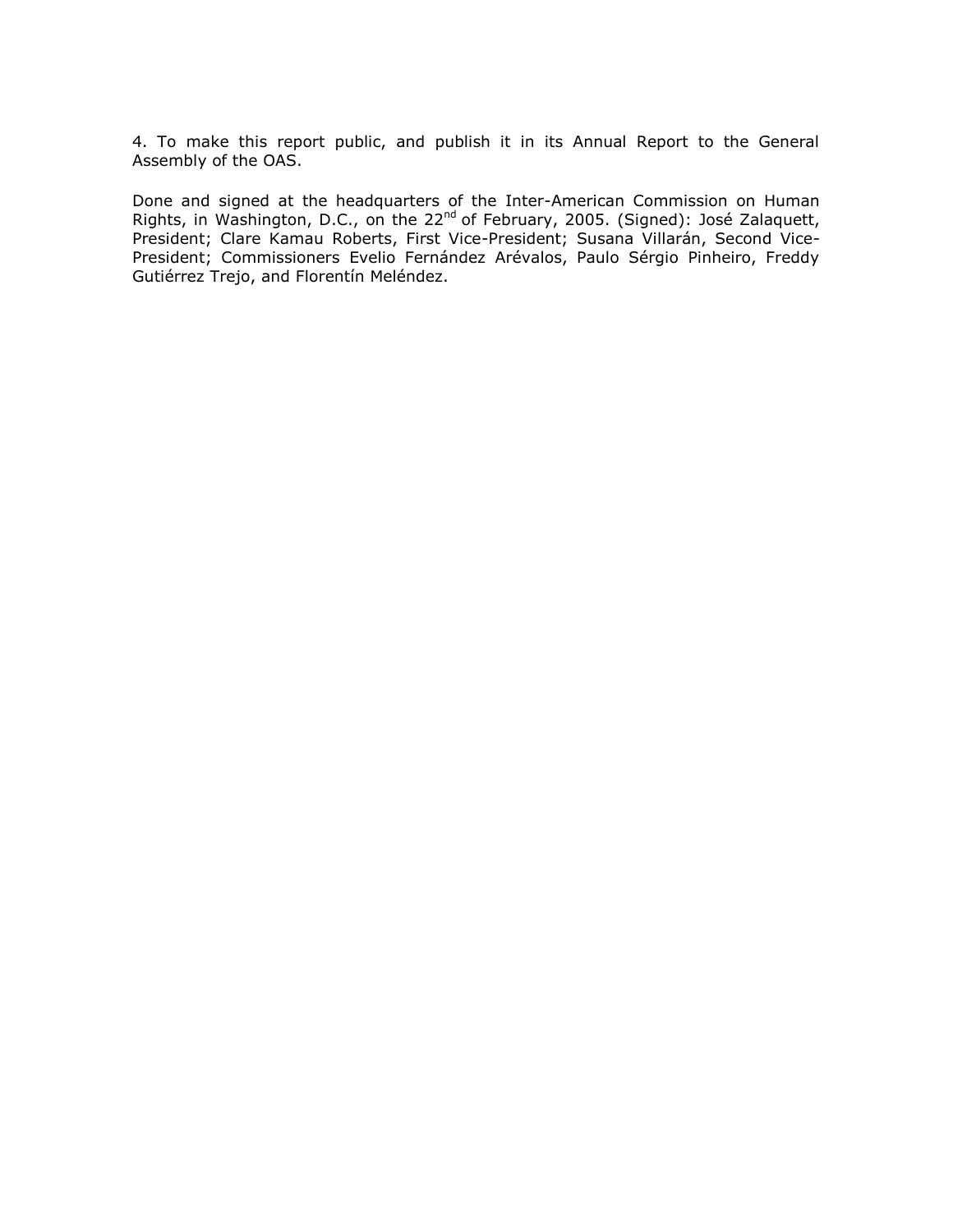4. To make this report public, and publish it in its Annual Report to the General Assembly of the OAS.

Done and signed at the headquarters of the Inter-American Commission on Human Rights, in Washington, D.C., on the 22nd of February, 2005. (Signed): José Zalaquett, President; Clare Kamau Roberts, First Vice-President; Susana Villarán, Second Vice-President; Commissioners Evelio Fernández Arévalos, Paulo Sérgio Pinheiro, Freddy Gutiérrez Trejo, and Florentín Meléndez.